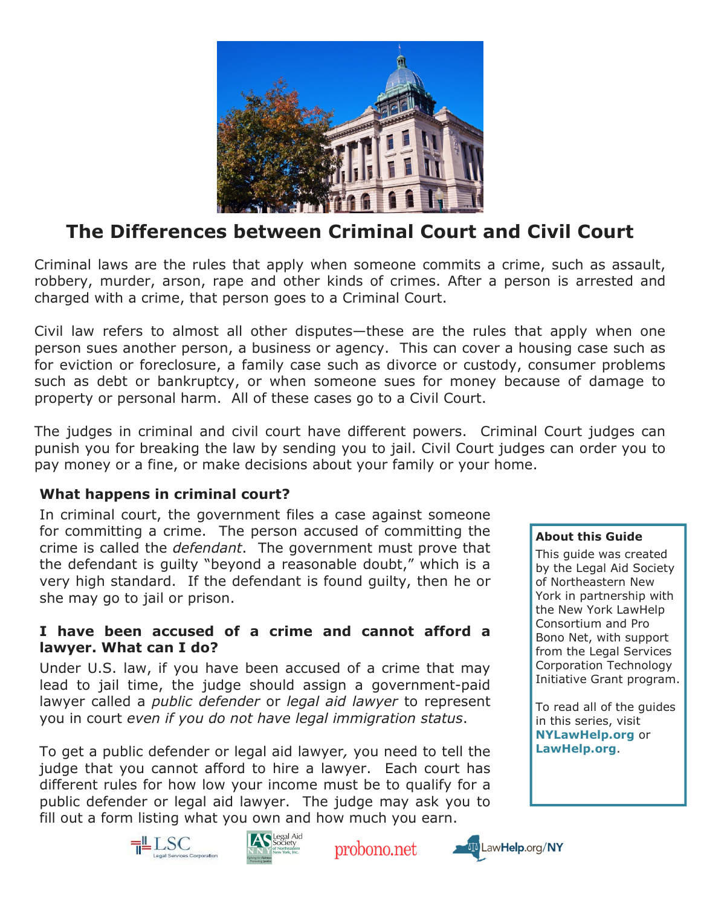# The Differences between Criminal Court and Civil Court

Criminal laws are the rules that apply when someone commits a crime, such as assault, robbery, murder, arson, rape and other kinds of crimes. After a person is arrested and charged with a crime, that person goes to a Criminal Court.

Civil law refers to almost all other disputes—these are the rules that apply when one person sues another person, a business or agency. This can cover a housing case such as for eviction or foreclosure, a family case such as divorce or custody, consumer problems such as debt or bankruptcy, or when someone sues for money because of damage to property or personal harm. All of these cases go to a Civil Court.

The judges in criminal and civil court have different powers. Criminal Court judges can punish you for breaking the law by sending you to jail. Civil Court judges can order you to pay money or a fine, or make decisions about your family or your home.

### What happens in criminal court?

In criminal court, the government files a case against someone for committing a crime. The person accused of committing the crime is called the *defendant*. The government must prove that the defendant is guilty "beyond a reasonable doubt," which is a very high standard. If the defendant is found guilty, then he or she may go to jail or prison.

### I have been accused of a crime and cannot afford a lawyer. What can I do?

Under U.S. law, if you have been accused of a crime that may lead to jail time, the judge should assign a government-paid lawyer called a *public defender* or *legal aid lawyer* to represent you in court *even if you do not have legal immigration status*.

To get a public defender or legal aid lawyer, you need to tell the judge that you cannot afford to hire a lawyer. Each court has different rules for how low your income must be to qualify for a public defender or legal aid lawyer. The judge may ask you to fill out a form listing what you own and how much you earn.

**About this Guide**

This guide was created by the Legal Aid Society of Northeastern New York in partnership with the New York LawHelp Consortium and Pro Bono Net, with support from the Legal Services Corporation Technology Initiative Grant program.

To read all of the guides in this series, visit **NYLawHelp.org** or **LawHelp.org**.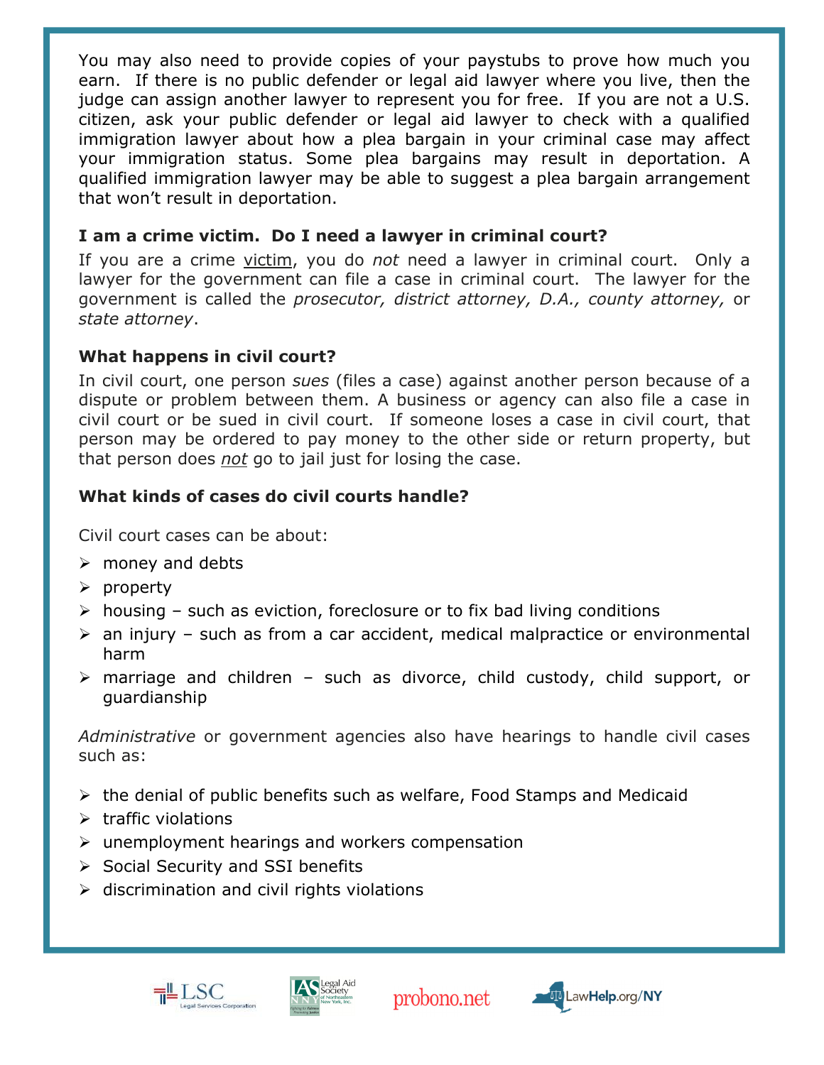You may also need to provide copies of your paystubs to prove how much you earn. If there is no public defender or legal aid lawyer where you live, then the judge can assign another lawyer to represent you for free. If you are not a U.S. citizen, ask your public defender or legal aid lawyer to check with a qualified immigration lawyer about how a plea bargain in your criminal case may affect your immigration status. Some plea bargains may result in deportation. A qualified immigration lawyer may be able to suggest a plea bargain arrangement that won't result in deportation.

### I am a crime victim. Do I need a lawyer in criminal court?

If you are a crime victim, you do *not* need a lawyer in criminal court. Only a lawyer for the government can file a case in criminal court. The lawyer for the government is called the *prosecutor, district attorney, D.A., county attorney,* or *state attorney*.

### What happens in civil court?

In civil court, one person *sues* (files a case) against another person because of a dispute or problem between them. A business or agency can also file a case in civil court or be sued in civil court. If someone loses a case in civil court, that person may be ordered to pay money to the other side or return property, but that person does *not* go to jail just for losing the case.

### What kinds of cases do civil courts handle?

Civil court cases can be about:

- money and debts
- property
- housing – such as eviction, foreclosure or to fix bad living conditions
- an injury – such as from a car accident, medical malpractice or environmental harm
- marriage and children – such as divorce, child custody, child support, or guardianship

*Administrative* or government agencies also have hearings to handle civil cases such as:

- the denial of public benefits such as welfare, Food Stamps and Medicaid
- traffic violations
- unemployment hearings and workers compensation
- Social Security and SSI benefits
- discrimination and civil rights violations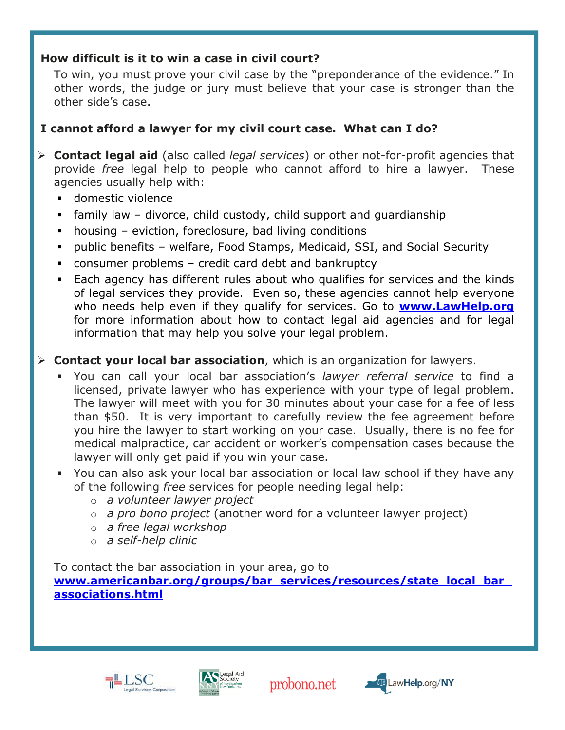**How difficult is it to win a case in civil court?**

To win, you must prove your civil case by the "preponderance of the evidence." In other words, the judge or jury must believe that your case is stronger than the other side's case.

**I cannot afford a lawyer for my civil court case. What can I do?**

- **Contact legal aid** (also called *legal services*) or other not-for-profit agencies that provide *free* legal help to people who cannot afford to hire a lawyer. These agencies usually help with:
  - domestic violence
  - family law – divorce, child custody, child support and guardianship
  - housing – eviction, foreclosure, bad living conditions
  - public benefits – welfare, Food Stamps, Medicaid, SSI, and Social Security
  - consumer problems – credit card debt and bankruptcy
  - Each agency has different rules about who qualifies for services and the kinds of legal services they provide. Even so, these agencies cannot help everyone who needs help even if they qualify for services. Go to **www.LawHelp.org** for more information about how to contact legal aid agencies and for legal information that may help you solve your legal problem.

- **Contact your local bar association**, which is an organization for lawyers.
  - You can call your local bar association's *lawyer referral service* to find a licensed, private lawyer who has experience with your type of legal problem. The lawyer will meet with you for 30 minutes about your case for a fee of less than $50. It is very important to carefully review the fee agreement before you hire the lawyer to start working on your case. Usually, there is no fee for medical malpractice, car accident or worker's compensation cases because the lawyer will only get paid if you win your case.
  - You can also ask your local bar association or local law school if they have any of the following *free* services for people needing legal help:
    - *a volunteer lawyer project*
    - *a pro bono project* (another word for a volunteer lawyer project)
    - *a free legal workshop*
    - *a self-help clinic*

To contact the bar association in your area, go to **www.americanbar.org/groups/bar_services/resources/state_local_bar_associations.html**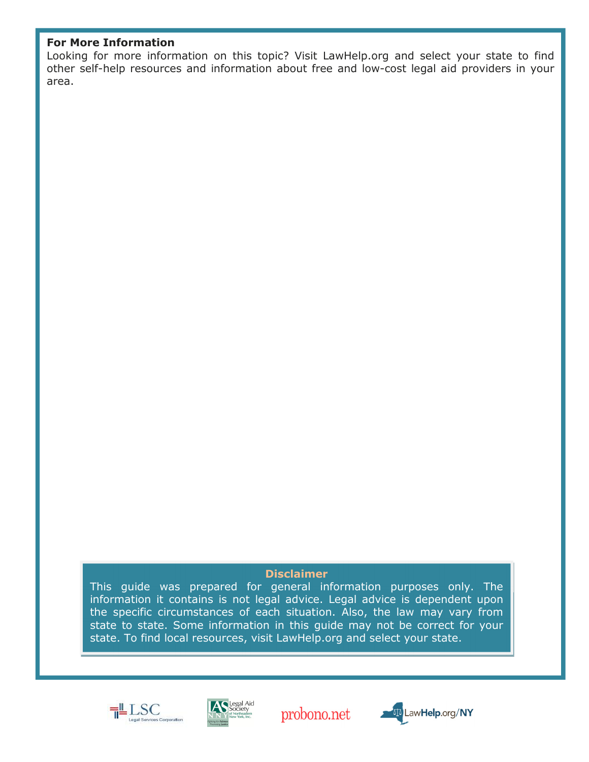**For More Information**

Looking for more information on this topic? Visit LawHelp.org and select your state to find other self-help resources and information about free and low-cost legal aid providers in your area.

**Disclaimer**

This guide was prepared for general information purposes only. The information it contains is not legal advice. Legal advice is dependent upon the specific circumstances of each situation. Also, the law may vary from state to state. Some information in this guide may not be correct for your state. To find local resources, visit LawHelp.org and select your state.